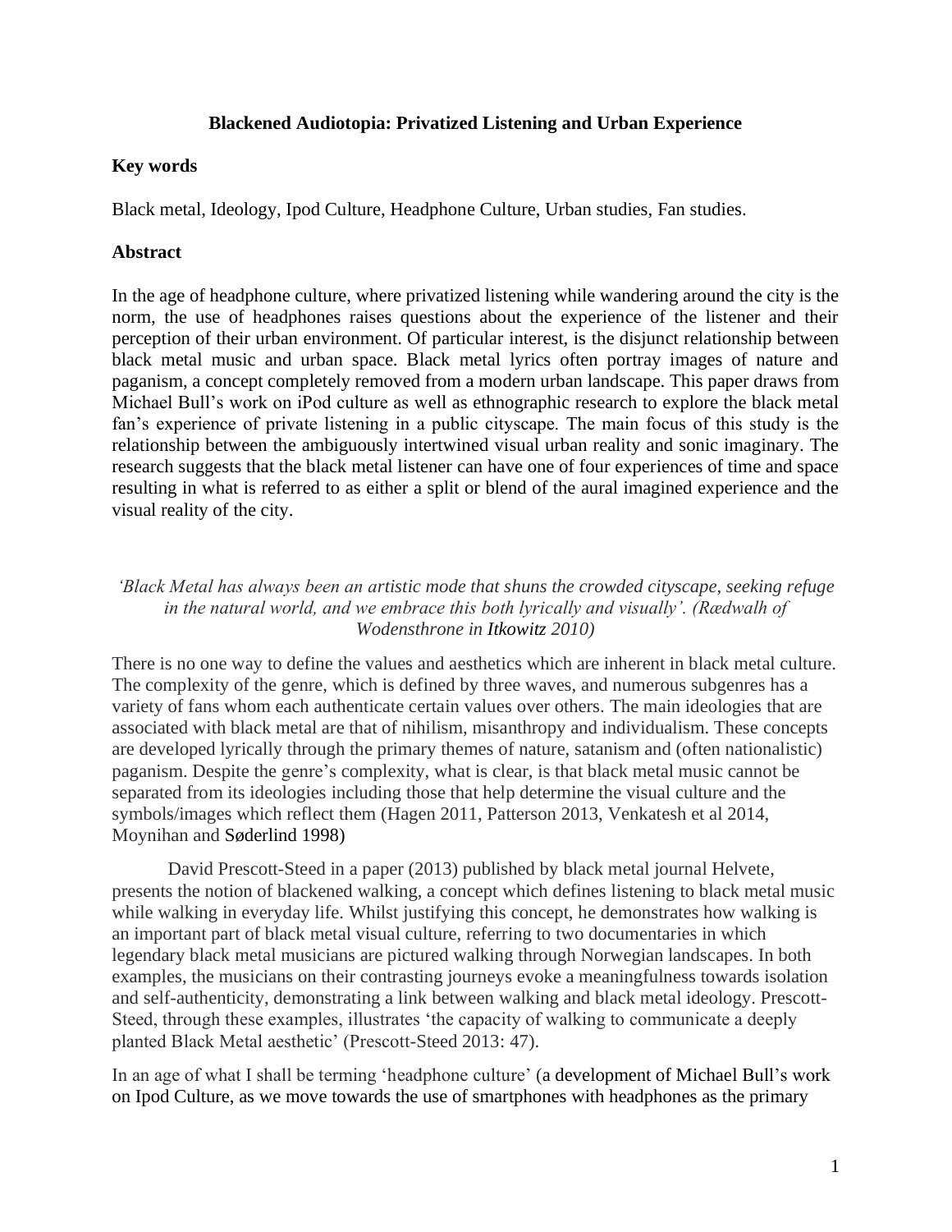**Blackened Audiotopia: Privatized Listening and Urban Experience**

**Key words**

Black metal, Ideology, Ipod Culture, Headphone Culture, Urban studies, Fan studies.

**Abstract**

In the age of headphone culture, where privatized listening while wandering around the city is the norm, the use of headphones raises questions about the experience of the listener and their perception of their urban environment. Of particular interest, is the disjunct relationship between black metal music and urban space. Black metal lyrics often portray images of nature and paganism, a concept completely removed from a modern urban landscape. This paper draws from Michael Bull's work on iPod culture as well as ethnographic research to explore the black metal fan's experience of private listening in a public cityscape. The main focus of this study is the relationship between the ambiguously intertwined visual urban reality and sonic imaginary. The research suggests that the black metal listener can have one of four experiences of time and space resulting in what is referred to as either a split or blend of the aural imagined experience and the visual reality of the city.

*'Black Metal has always been an artistic mode that shuns the crowded cityscape, seeking refuge in the natural world, and we embrace this both lyrically and visually'. (Rædwalh of Wodensthrone in Itkowitz 2010)*

There is no one way to define the values and aesthetics which are inherent in black metal culture. The complexity of the genre, which is defined by three waves, and numerous subgenres has a variety of fans whom each authenticate certain values over others. The main ideologies that are associated with black metal are that of nihilism, misanthropy and individualism. These concepts are developed lyrically through the primary themes of nature, satanism and (often nationalistic) paganism. Despite the genre's complexity, what is clear, is that black metal music cannot be separated from its ideologies including those that help determine the visual culture and the symbols/images which reflect them (Hagen 2011, Patterson 2013, Venkatesh et al 2014, Moynihan and Søderlind 1998)

David Prescott-Steed in a paper (2013) published by black metal journal Helvete, presents the notion of blackened walking, a concept which defines listening to black metal music while walking in everyday life. Whilst justifying this concept, he demonstrates how walking is an important part of black metal visual culture, referring to two documentaries in which legendary black metal musicians are pictured walking through Norwegian landscapes. In both examples, the musicians on their contrasting journeys evoke a meaningfulness towards isolation and self-authenticity, demonstrating a link between walking and black metal ideology. Prescott-Steed, through these examples, illustrates 'the capacity of walking to communicate a deeply planted Black Metal aesthetic' (Prescott-Steed 2013: 47).

In an age of what I shall be terming 'headphone culture' (a development of Michael Bull's work on Ipod Culture, as we move towards the use of smartphones with headphones as the primary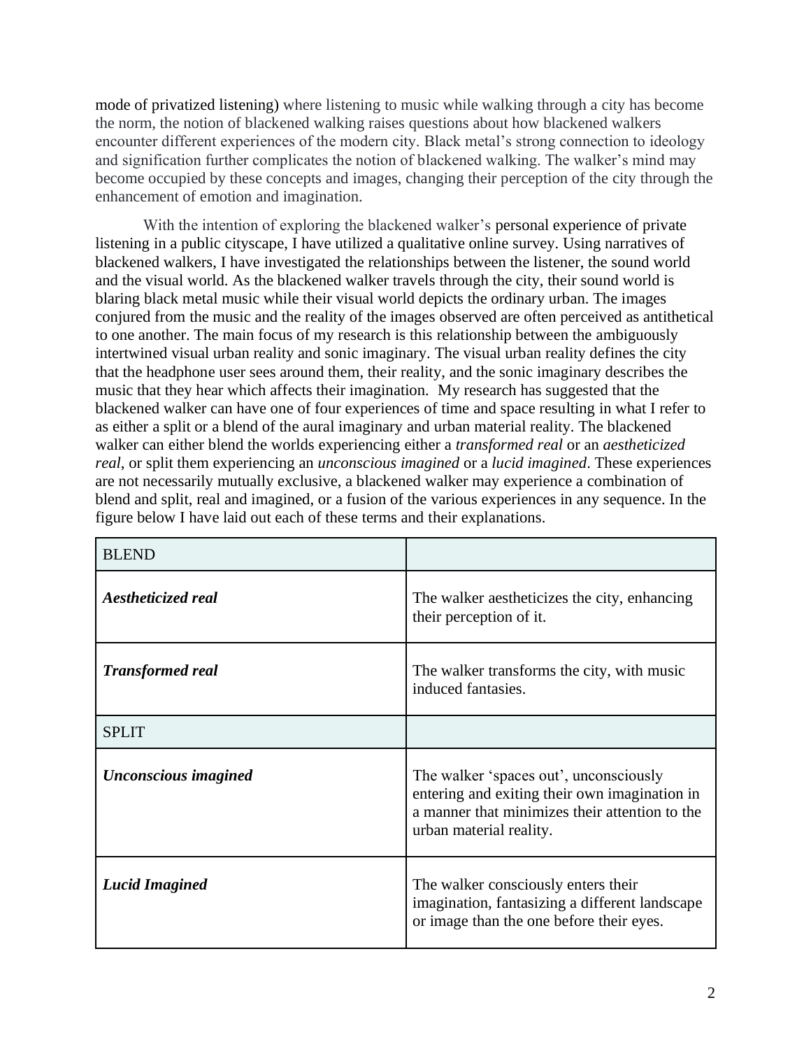mode of privatized listening) where listening to music while walking through a city has become the norm, the notion of blackened walking raises questions about how blackened walkers encounter different experiences of the modern city. Black metal's strong connection to ideology and signification further complicates the notion of blackened walking. The walker's mind may become occupied by these concepts and images, changing their perception of the city through the enhancement of emotion and imagination.

With the intention of exploring the blackened walker's personal experience of private listening in a public cityscape, I have utilized a qualitative online survey. Using narratives of blackened walkers, I have investigated the relationships between the listener, the sound world and the visual world. As the blackened walker travels through the city, their sound world is blaring black metal music while their visual world depicts the ordinary urban. The images conjured from the music and the reality of the images observed are often perceived as antithetical to one another. The main focus of my research is this relationship between the ambiguously intertwined visual urban reality and sonic imaginary. The visual urban reality defines the city that the headphone user sees around them, their reality, and the sonic imaginary describes the music that they hear which affects their imagination. My research has suggested that the blackened walker can have one of four experiences of time and space resulting in what I refer to as either a split or a blend of the aural imaginary and urban material reality. The blackened walker can either blend the worlds experiencing either a *transformed real* or an *aestheticized real,* or split them experiencing an *unconscious imagined* or a *lucid imagined*. These experiences are not necessarily mutually exclusive, a blackened walker may experience a combination of blend and split, real and imagined, or a fusion of the various experiences in any sequence. In the figure below I have laid out each of these terms and their explanations.

| BLEND | |
|---|---|
| ***Aestheticized real*** | The walker aestheticizes the city, enhancing their perception of it. |
| ***Transformed real*** | The walker transforms the city, with music induced fantasies. |
| SPLIT | |
| ***Unconscious imagined*** | The walker 'spaces out', unconsciously entering and exiting their own imagination in a manner that minimizes their attention to the urban material reality. |
| ***Lucid Imagined*** | The walker consciously enters their imagination, fantasizing a different landscape or image than the one before their eyes. |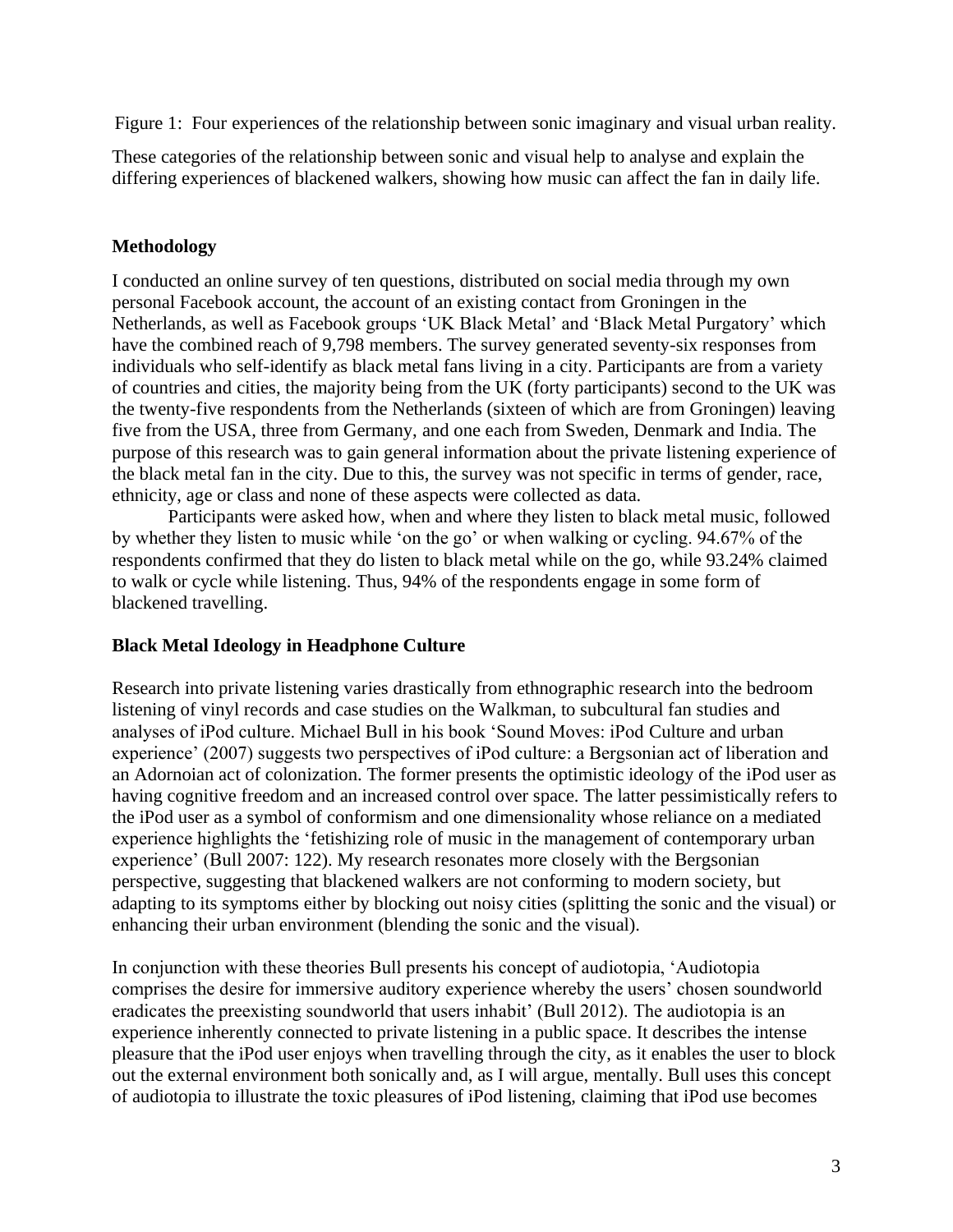Figure 1: Four experiences of the relationship between sonic imaginary and visual urban reality.

These categories of the relationship between sonic and visual help to analyse and explain the differing experiences of blackened walkers, showing how music can affect the fan in daily life.

## Methodology

I conducted an online survey of ten questions, distributed on social media through my own personal Facebook account, the account of an existing contact from Groningen in the Netherlands, as well as Facebook groups 'UK Black Metal' and 'Black Metal Purgatory' which have the combined reach of 9,798 members. The survey generated seventy-six responses from individuals who self-identify as black metal fans living in a city. Participants are from a variety of countries and cities, the majority being from the UK (forty participants) second to the UK was the twenty-five respondents from the Netherlands (sixteen of which are from Groningen) leaving five from the USA, three from Germany, and one each from Sweden, Denmark and India. The purpose of this research was to gain general information about the private listening experience of the black metal fan in the city. Due to this, the survey was not specific in terms of gender, race, ethnicity, age or class and none of these aspects were collected as data.

Participants were asked how, when and where they listen to black metal music, followed by whether they listen to music while 'on the go' or when walking or cycling. 94.67% of the respondents confirmed that they do listen to black metal while on the go, while 93.24% claimed to walk or cycle while listening. Thus, 94% of the respondents engage in some form of blackened travelling.

## Black Metal Ideology in Headphone Culture

Research into private listening varies drastically from ethnographic research into the bedroom listening of vinyl records and case studies on the Walkman, to subcultural fan studies and analyses of iPod culture. Michael Bull in his book 'Sound Moves: iPod Culture and urban experience' (2007) suggests two perspectives of iPod culture: a Bergsonian act of liberation and an Adornoian act of colonization. The former presents the optimistic ideology of the iPod user as having cognitive freedom and an increased control over space. The latter pessimistically refers to the iPod user as a symbol of conformism and one dimensionality whose reliance on a mediated experience highlights the 'fetishizing role of music in the management of contemporary urban experience' (Bull 2007: 122). My research resonates more closely with the Bergsonian perspective, suggesting that blackened walkers are not conforming to modern society, but adapting to its symptoms either by blocking out noisy cities (splitting the sonic and the visual) or enhancing their urban environment (blending the sonic and the visual).

In conjunction with these theories Bull presents his concept of audiotopia, 'Audiotopia comprises the desire for immersive auditory experience whereby the users' chosen soundworld eradicates the preexisting soundworld that users inhabit' (Bull 2012). The audiotopia is an experience inherently connected to private listening in a public space. It describes the intense pleasure that the iPod user enjoys when travelling through the city, as it enables the user to block out the external environment both sonically and, as I will argue, mentally. Bull uses this concept of audiotopia to illustrate the toxic pleasures of iPod listening, claiming that iPod use becomes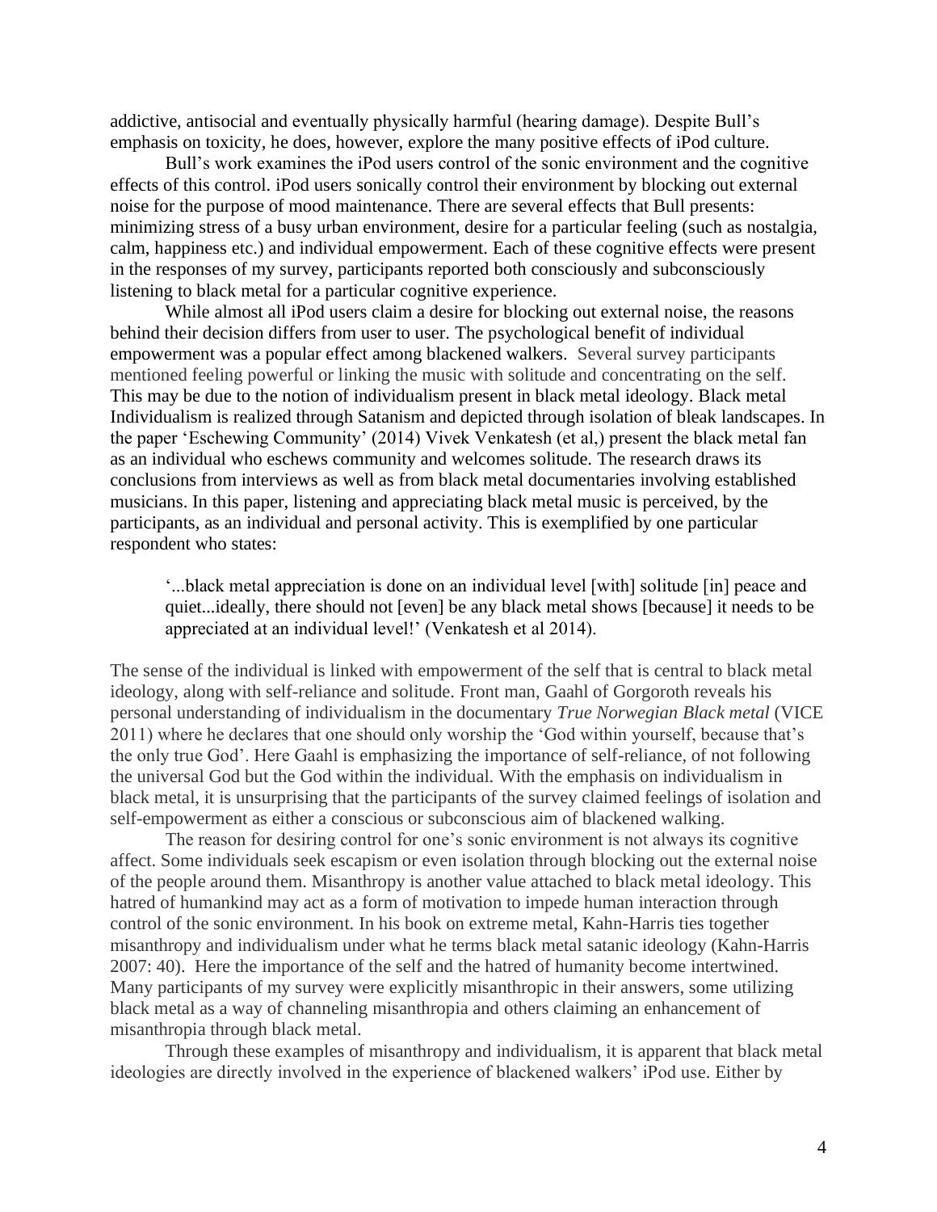addictive, antisocial and eventually physically harmful (hearing damage). Despite Bull's emphasis on toxicity, he does, however, explore the many positive effects of iPod culture.

Bull's work examines the iPod users control of the sonic environment and the cognitive effects of this control. iPod users sonically control their environment by blocking out external noise for the purpose of mood maintenance. There are several effects that Bull presents: minimizing stress of a busy urban environment, desire for a particular feeling (such as nostalgia, calm, happiness etc.) and individual empowerment. Each of these cognitive effects were present in the responses of my survey, participants reported both consciously and subconsciously listening to black metal for a particular cognitive experience.

While almost all iPod users claim a desire for blocking out external noise, the reasons behind their decision differs from user to user. The psychological benefit of individual empowerment was a popular effect among blackened walkers. Several survey participants mentioned feeling powerful or linking the music with solitude and concentrating on the self. This may be due to the notion of individualism present in black metal ideology. Black metal Individualism is realized through Satanism and depicted through isolation of bleak landscapes. In the paper 'Eschewing Community' (2014) Vivek Venkatesh (et al,) present the black metal fan as an individual who eschews community and welcomes solitude. The research draws its conclusions from interviews as well as from black metal documentaries involving established musicians. In this paper, listening and appreciating black metal music is perceived, by the participants, as an individual and personal activity. This is exemplified by one particular respondent who states:

> '...black metal appreciation is done on an individual level [with] solitude [in] peace and quiet...ideally, there should not [even] be any black metal shows [because] it needs to be appreciated at an individual level!' (Venkatesh et al 2014).

The sense of the individual is linked with empowerment of the self that is central to black metal ideology, along with self-reliance and solitude. Front man, Gaahl of Gorgoroth reveals his personal understanding of individualism in the documentary *True Norwegian Black metal* (VICE 2011) where he declares that one should only worship the 'God within yourself, because that's the only true God'. Here Gaahl is emphasizing the importance of self-reliance, of not following the universal God but the God within the individual. With the emphasis on individualism in black metal, it is unsurprising that the participants of the survey claimed feelings of isolation and self-empowerment as either a conscious or subconscious aim of blackened walking.

The reason for desiring control for one's sonic environment is not always its cognitive affect. Some individuals seek escapism or even isolation through blocking out the external noise of the people around them. Misanthropy is another value attached to black metal ideology. This hatred of humankind may act as a form of motivation to impede human interaction through control of the sonic environment. In his book on extreme metal, Kahn-Harris ties together misanthropy and individualism under what he terms black metal satanic ideology (Kahn-Harris 2007: 40). Here the importance of the self and the hatred of humanity become intertwined. Many participants of my survey were explicitly misanthropic in their answers, some utilizing black metal as a way of channeling misanthropia and others claiming an enhancement of misanthropia through black metal.

Through these examples of misanthropy and individualism, it is apparent that black metal ideologies are directly involved in the experience of blackened walkers' iPod use. Either by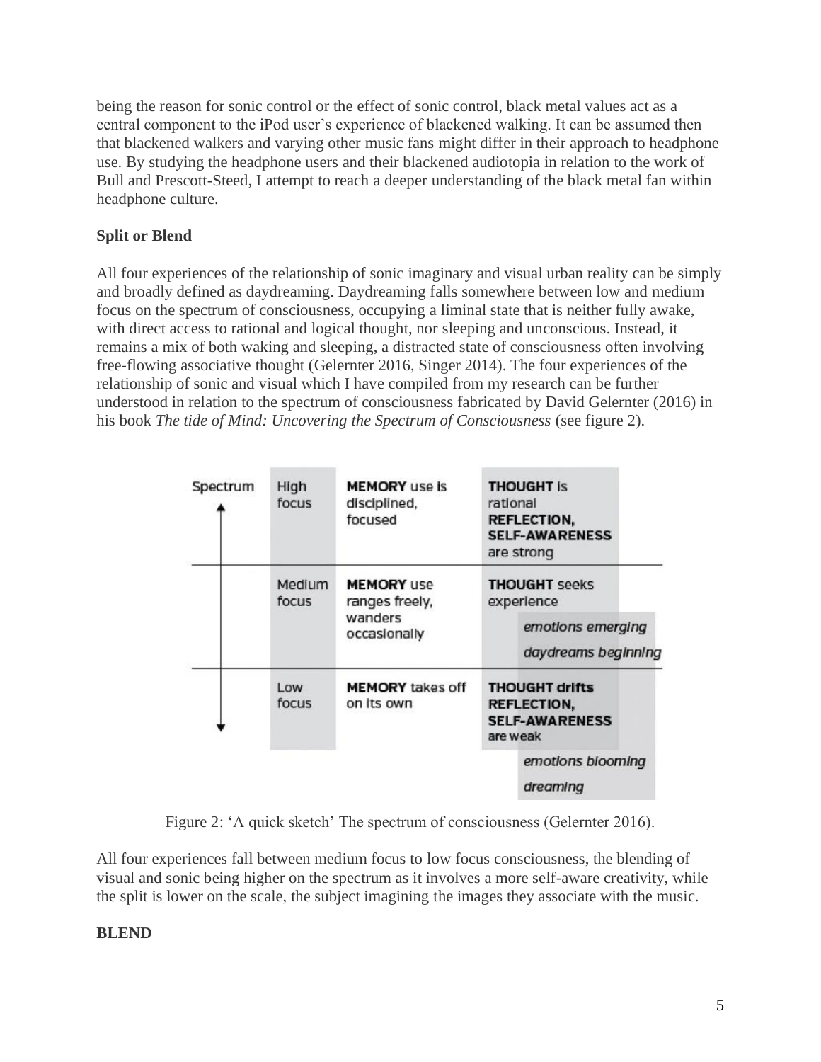being the reason for sonic control or the effect of sonic control, black metal values act as a central component to the iPod user's experience of blackened walking. It can be assumed then that blackened walkers and varying other music fans might differ in their approach to headphone use. By studying the headphone users and their blackened audiotopia in relation to the work of Bull and Prescott-Steed, I attempt to reach a deeper understanding of the black metal fan within headphone culture.

**Split or Blend**

All four experiences of the relationship of sonic imaginary and visual urban reality can be simply and broadly defined as daydreaming. Daydreaming falls somewhere between low and medium focus on the spectrum of consciousness, occupying a liminal state that is neither fully awake, with direct access to rational and logical thought, nor sleeping and unconscious. Instead, it remains a mix of both waking and sleeping, a distracted state of consciousness often involving free-flowing associative thought (Gelernter 2016, Singer 2014). The four experiences of the relationship of sonic and visual which I have compiled from my research can be further understood in relation to the spectrum of consciousness fabricated by David Gelernter (2016) in his book *The tide of Mind: Uncovering the Spectrum of Consciousness* (see figure 2).

| Spectrum | | | |
|---|---|---|---|
| ↑ | High focus | **MEMORY** use is disciplined, focused | **THOUGHT** is rational **REFLECTION, SELF-AWARENESS** are strong |
| | Medium focus | **MEMORY** use ranges freely, wanders occasionally | **THOUGHT** seeks experience *emotions emerging* *daydreams beginning* |
| ↓ | Low focus | **MEMORY** takes off on its own | **THOUGHT drifts REFLECTION, SELF-AWARENESS** are weak *emotions blooming* *dreaming* |

Figure 2: 'A quick sketch' The spectrum of consciousness (Gelernter 2016).

All four experiences fall between medium focus to low focus consciousness, the blending of visual and sonic being higher on the spectrum as it involves a more self-aware creativity, while the split is lower on the scale, the subject imagining the images they associate with the music.

**BLEND**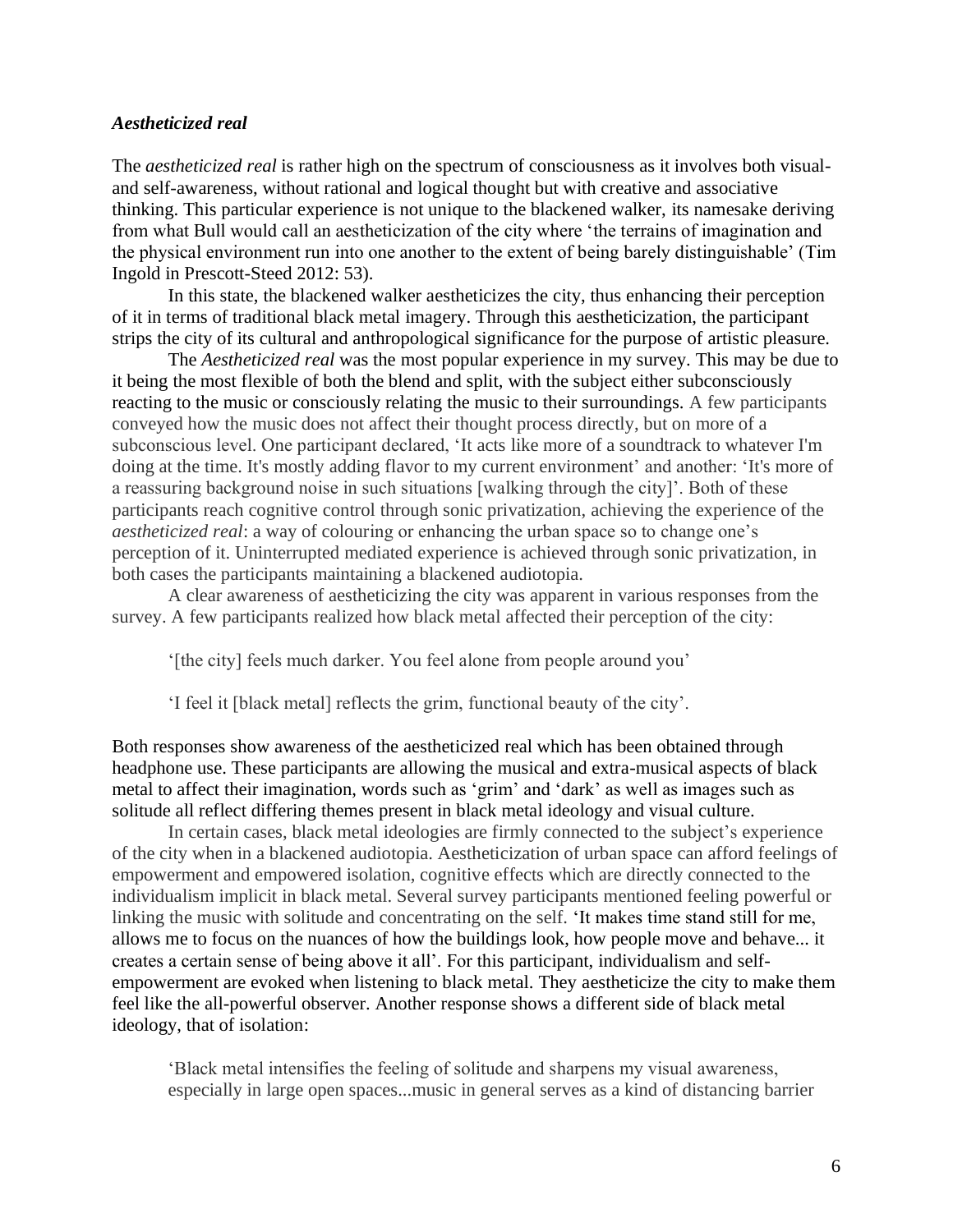### *Aestheticized real*

The *aestheticized real* is rather high on the spectrum of consciousness as it involves both visual- and self-awareness, without rational and logical thought but with creative and associative thinking. This particular experience is not unique to the blackened walker, its namesake deriving from what Bull would call an aestheticization of the city where 'the terrains of imagination and the physical environment run into one another to the extent of being barely distinguishable' (Tim Ingold in Prescott-Steed 2012: 53).

In this state, the blackened walker aestheticizes the city, thus enhancing their perception of it in terms of traditional black metal imagery. Through this aestheticization, the participant strips the city of its cultural and anthropological significance for the purpose of artistic pleasure.

The *Aestheticized real* was the most popular experience in my survey. This may be due to it being the most flexible of both the blend and split, with the subject either subconsciously reacting to the music or consciously relating the music to their surroundings. A few participants conveyed how the music does not affect their thought process directly, but on more of a subconscious level. One participant declared, 'It acts like more of a soundtrack to whatever I'm doing at the time. It's mostly adding flavor to my current environment' and another: 'It's more of a reassuring background noise in such situations [walking through the city]'. Both of these participants reach cognitive control through sonic privatization, achieving the experience of the *aestheticized real*: a way of colouring or enhancing the urban space so to change one's perception of it. Uninterrupted mediated experience is achieved through sonic privatization, in both cases the participants maintaining a blackened audiotopia.

A clear awareness of aestheticizing the city was apparent in various responses from the survey. A few participants realized how black metal affected their perception of the city:

> '[the city] feels much darker. You feel alone from people around you'

> 'I feel it [black metal] reflects the grim, functional beauty of the city'.

Both responses show awareness of the aestheticized real which has been obtained through headphone use. These participants are allowing the musical and extra-musical aspects of black metal to affect their imagination, words such as 'grim' and 'dark' as well as images such as solitude all reflect differing themes present in black metal ideology and visual culture.

In certain cases, black metal ideologies are firmly connected to the subject's experience of the city when in a blackened audiotopia. Aestheticization of urban space can afford feelings of empowerment and empowered isolation, cognitive effects which are directly connected to the individualism implicit in black metal. Several survey participants mentioned feeling powerful or linking the music with solitude and concentrating on the self. 'It makes time stand still for me, allows me to focus on the nuances of how the buildings look, how people move and behave... it creates a certain sense of being above it all'. For this participant, individualism and self-empowerment are evoked when listening to black metal. They aestheticize the city to make them feel like the all-powerful observer. Another response shows a different side of black metal ideology, that of isolation:

> 'Black metal intensifies the feeling of solitude and sharpens my visual awareness, especially in large open spaces...music in general serves as a kind of distancing barrier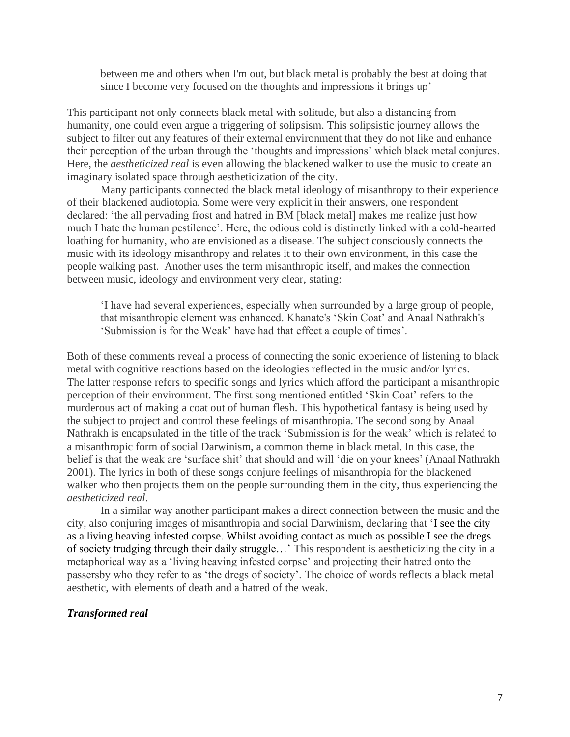> between me and others when I'm out, but black metal is probably the best at doing that since I become very focused on the thoughts and impressions it brings up'

This participant not only connects black metal with solitude, but also a distancing from humanity, one could even argue a triggering of solipsism. This solipsistic journey allows the subject to filter out any features of their external environment that they do not like and enhance their perception of the urban through the 'thoughts and impressions' which black metal conjures. Here, the *aestheticized real* is even allowing the blackened walker to use the music to create an imaginary isolated space through aestheticization of the city.

Many participants connected the black metal ideology of misanthropy to their experience of their blackened audiotopia. Some were very explicit in their answers, one respondent declared: 'the all pervading frost and hatred in BM [black metal] makes me realize just how much I hate the human pestilence'. Here, the odious cold is distinctly linked with a cold-hearted loathing for humanity, who are envisioned as a disease. The subject consciously connects the music with its ideology misanthropy and relates it to their own environment, in this case the people walking past. Another uses the term misanthropic itself, and makes the connection between music, ideology and environment very clear, stating:

> 'I have had several experiences, especially when surrounded by a large group of people, that misanthropic element was enhanced. Khanate's 'Skin Coat' and Anaal Nathrakh's 'Submission is for the Weak' have had that effect a couple of times'.

Both of these comments reveal a process of connecting the sonic experience of listening to black metal with cognitive reactions based on the ideologies reflected in the music and/or lyrics. The latter response refers to specific songs and lyrics which afford the participant a misanthropic perception of their environment. The first song mentioned entitled 'Skin Coat' refers to the murderous act of making a coat out of human flesh. This hypothetical fantasy is being used by the subject to project and control these feelings of misanthropia. The second song by Anaal Nathrakh is encapsulated in the title of the track 'Submission is for the weak' which is related to a misanthropic form of social Darwinism, a common theme in black metal. In this case, the belief is that the weak are 'surface shit' that should and will 'die on your knees' (Anaal Nathrakh 2001). The lyrics in both of these songs conjure feelings of misanthropia for the blackened walker who then projects them on the people surrounding them in the city, thus experiencing the *aestheticized real*.

In a similar way another participant makes a direct connection between the music and the city, also conjuring images of misanthropia and social Darwinism, declaring that 'I see the city as a living heaving infested corpse. Whilst avoiding contact as much as possible I see the dregs of society trudging through their daily struggle…' This respondent is aestheticizing the city in a metaphorical way as a 'living heaving infested corpse' and projecting their hatred onto the passersby who they refer to as 'the dregs of society'. The choice of words reflects a black metal aesthetic, with elements of death and a hatred of the weak.

### ***Transformed real***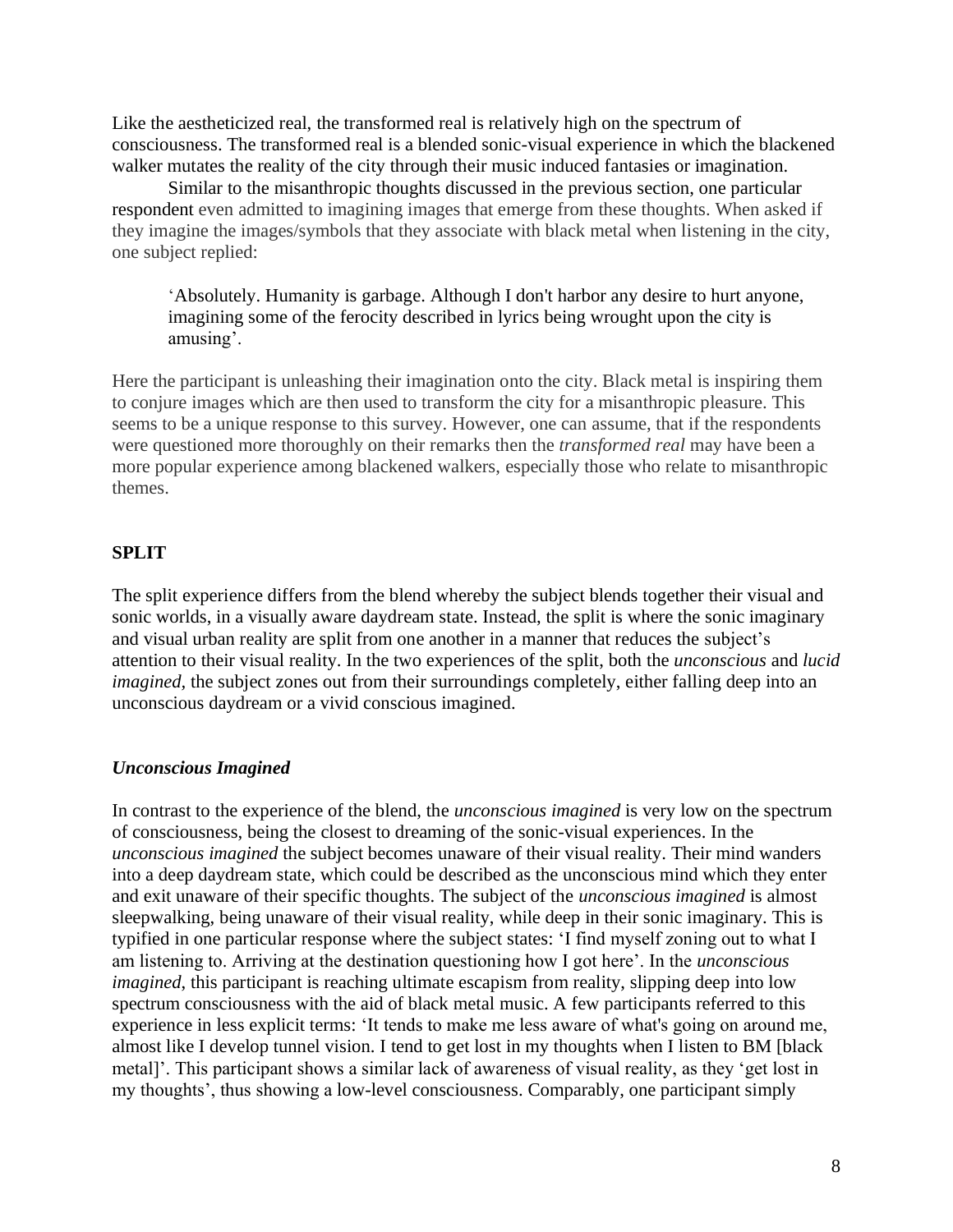Like the aestheticized real, the transformed real is relatively high on the spectrum of consciousness. The transformed real is a blended sonic-visual experience in which the blackened walker mutates the reality of the city through their music induced fantasies or imagination.

Similar to the misanthropic thoughts discussed in the previous section, one particular respondent even admitted to imagining images that emerge from these thoughts. When asked if they imagine the images/symbols that they associate with black metal when listening in the city, one subject replied:

> 'Absolutely. Humanity is garbage. Although I don't harbor any desire to hurt anyone, imagining some of the ferocity described in lyrics being wrought upon the city is amusing'.

Here the participant is unleashing their imagination onto the city. Black metal is inspiring them to conjure images which are then used to transform the city for a misanthropic pleasure. This seems to be a unique response to this survey. However, one can assume, that if the respondents were questioned more thoroughly on their remarks then the *transformed real* may have been a more popular experience among blackened walkers, especially those who relate to misanthropic themes.

## SPLIT

The split experience differs from the blend whereby the subject blends together their visual and sonic worlds, in a visually aware daydream state. Instead, the split is where the sonic imaginary and visual urban reality are split from one another in a manner that reduces the subject's attention to their visual reality. In the two experiences of the split, both the *unconscious* and *lucid imagined*, the subject zones out from their surroundings completely, either falling deep into an unconscious daydream or a vivid conscious imagined.

### *Unconscious Imagined*

In contrast to the experience of the blend, the *unconscious imagined* is very low on the spectrum of consciousness, being the closest to dreaming of the sonic-visual experiences. In the *unconscious imagined* the subject becomes unaware of their visual reality. Their mind wanders into a deep daydream state, which could be described as the unconscious mind which they enter and exit unaware of their specific thoughts. The subject of the *unconscious imagined* is almost sleepwalking, being unaware of their visual reality, while deep in their sonic imaginary. This is typified in one particular response where the subject states: 'I find myself zoning out to what I am listening to. Arriving at the destination questioning how I got here'. In the *unconscious imagined*, this participant is reaching ultimate escapism from reality, slipping deep into low spectrum consciousness with the aid of black metal music. A few participants referred to this experience in less explicit terms: 'It tends to make me less aware of what's going on around me, almost like I develop tunnel vision. I tend to get lost in my thoughts when I listen to BM [black metal]'. This participant shows a similar lack of awareness of visual reality, as they 'get lost in my thoughts', thus showing a low-level consciousness. Comparably, one participant simply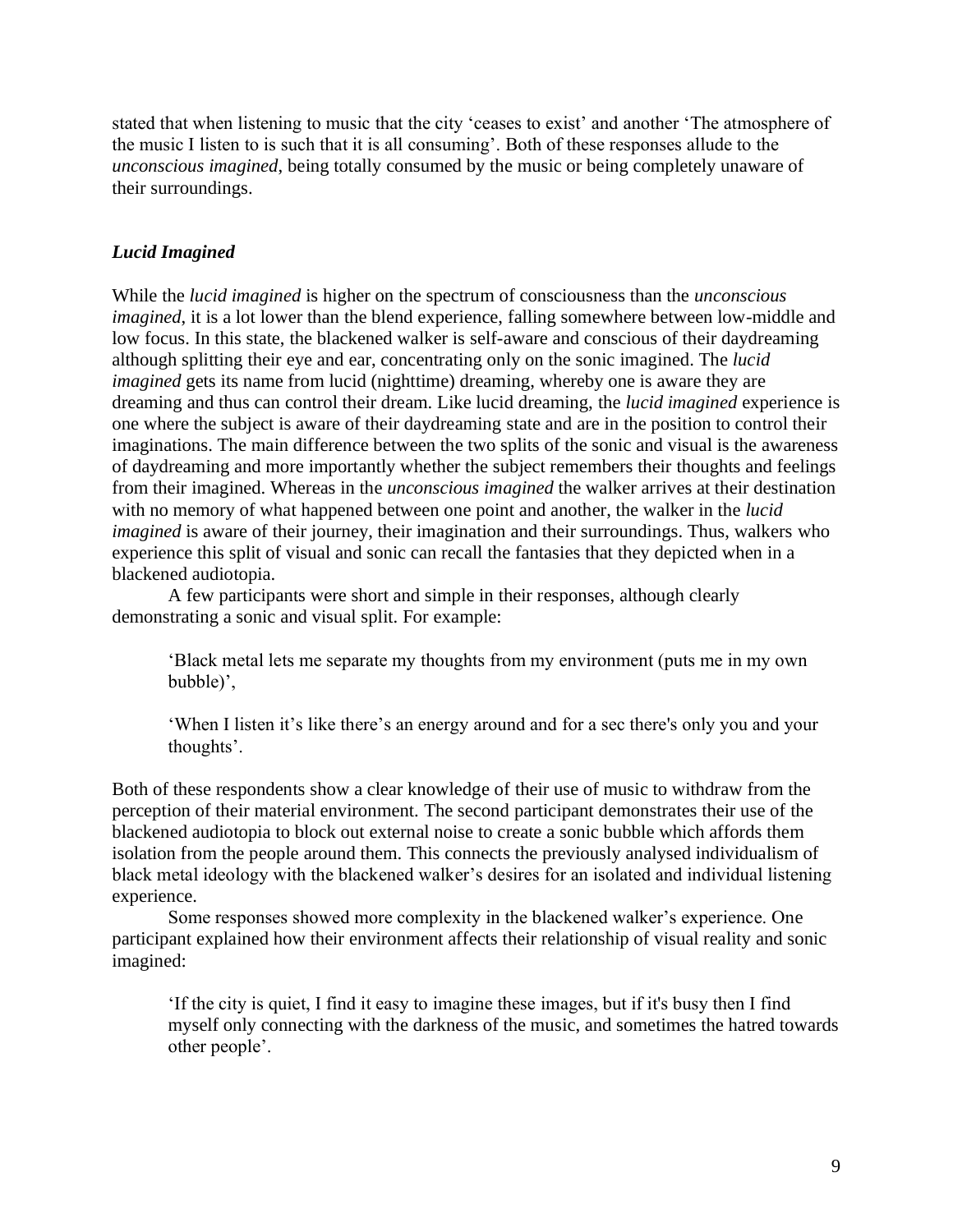stated that when listening to music that the city 'ceases to exist' and another 'The atmosphere of the music I listen to is such that it is all consuming'. Both of these responses allude to the *unconscious imagined*, being totally consumed by the music or being completely unaware of their surroundings.

### *Lucid Imagined*

While the *lucid imagined* is higher on the spectrum of consciousness than the *unconscious imagined*, it is a lot lower than the blend experience, falling somewhere between low-middle and low focus. In this state, the blackened walker is self-aware and conscious of their daydreaming although splitting their eye and ear, concentrating only on the sonic imagined. The *lucid imagined* gets its name from lucid (nighttime) dreaming, whereby one is aware they are dreaming and thus can control their dream. Like lucid dreaming, the *lucid imagined* experience is one where the subject is aware of their daydreaming state and are in the position to control their imaginations. The main difference between the two splits of the sonic and visual is the awareness of daydreaming and more importantly whether the subject remembers their thoughts and feelings from their imagined. Whereas in the *unconscious imagined* the walker arrives at their destination with no memory of what happened between one point and another, the walker in the *lucid imagined* is aware of their journey, their imagination and their surroundings. Thus, walkers who experience this split of visual and sonic can recall the fantasies that they depicted when in a blackened audiotopia.

A few participants were short and simple in their responses, although clearly demonstrating a sonic and visual split. For example:

> 'Black metal lets me separate my thoughts from my environment (puts me in my own bubble)',
>
> 'When I listen it's like there's an energy around and for a sec there's only you and your thoughts'.

Both of these respondents show a clear knowledge of their use of music to withdraw from the perception of their material environment. The second participant demonstrates their use of the blackened audiotopia to block out external noise to create a sonic bubble which affords them isolation from the people around them. This connects the previously analysed individualism of black metal ideology with the blackened walker's desires for an isolated and individual listening experience.

Some responses showed more complexity in the blackened walker's experience. One participant explained how their environment affects their relationship of visual reality and sonic imagined:

> 'If the city is quiet, I find it easy to imagine these images, but if it's busy then I find myself only connecting with the darkness of the music, and sometimes the hatred towards other people'.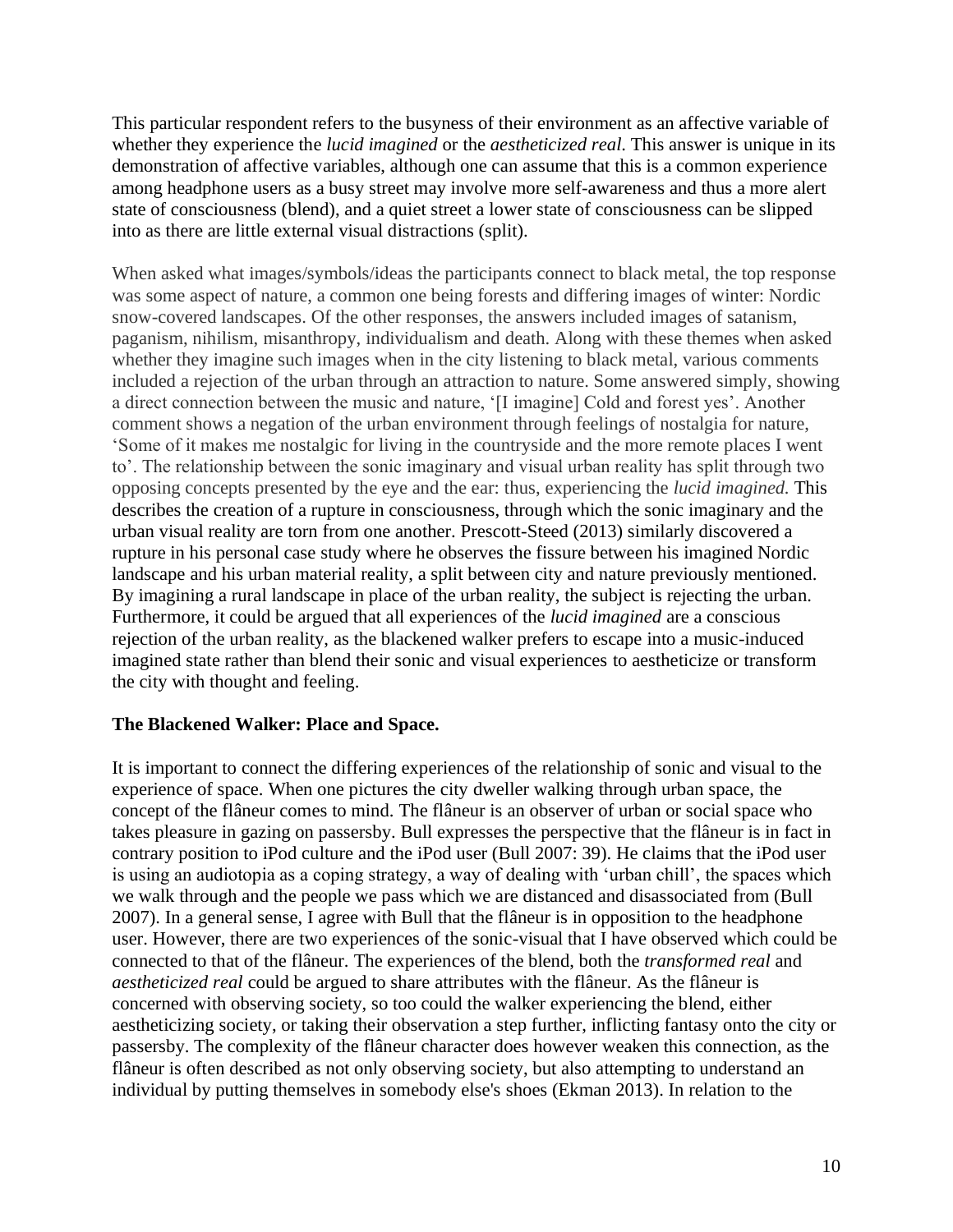This particular respondent refers to the busyness of their environment as an affective variable of whether they experience the *lucid imagined* or the *aestheticized real*. This answer is unique in its demonstration of affective variables, although one can assume that this is a common experience among headphone users as a busy street may involve more self-awareness and thus a more alert state of consciousness (blend), and a quiet street a lower state of consciousness can be slipped into as there are little external visual distractions (split).

When asked what images/symbols/ideas the participants connect to black metal, the top response was some aspect of nature, a common one being forests and differing images of winter: Nordic snow-covered landscapes. Of the other responses, the answers included images of satanism, paganism, nihilism, misanthropy, individualism and death. Along with these themes when asked whether they imagine such images when in the city listening to black metal, various comments included a rejection of the urban through an attraction to nature. Some answered simply, showing a direct connection between the music and nature, '[I imagine] Cold and forest yes'. Another comment shows a negation of the urban environment through feelings of nostalgia for nature, 'Some of it makes me nostalgic for living in the countryside and the more remote places I went to'. The relationship between the sonic imaginary and visual urban reality has split through two opposing concepts presented by the eye and the ear: thus, experiencing the *lucid imagined.* This describes the creation of a rupture in consciousness, through which the sonic imaginary and the urban visual reality are torn from one another. Prescott-Steed (2013) similarly discovered a rupture in his personal case study where he observes the fissure between his imagined Nordic landscape and his urban material reality, a split between city and nature previously mentioned. By imagining a rural landscape in place of the urban reality, the subject is rejecting the urban. Furthermore, it could be argued that all experiences of the *lucid imagined* are a conscious rejection of the urban reality, as the blackened walker prefers to escape into a music-induced imagined state rather than blend their sonic and visual experiences to aestheticize or transform the city with thought and feeling.

**The Blackened Walker: Place and Space.**

It is important to connect the differing experiences of the relationship of sonic and visual to the experience of space. When one pictures the city dweller walking through urban space, the concept of the flâneur comes to mind. The flâneur is an observer of urban or social space who takes pleasure in gazing on passersby. Bull expresses the perspective that the flâneur is in fact in contrary position to iPod culture and the iPod user (Bull 2007: 39). He claims that the iPod user is using an audiotopia as a coping strategy, a way of dealing with 'urban chill', the spaces which we walk through and the people we pass which we are distanced and disassociated from (Bull 2007). In a general sense, I agree with Bull that the flâneur is in opposition to the headphone user. However, there are two experiences of the sonic-visual that I have observed which could be connected to that of the flâneur. The experiences of the blend, both the *transformed real* and *aestheticized real* could be argued to share attributes with the flâneur. As the flâneur is concerned with observing society, so too could the walker experiencing the blend, either aestheticizing society, or taking their observation a step further, inflicting fantasy onto the city or passersby. The complexity of the flâneur character does however weaken this connection, as the flâneur is often described as not only observing society, but also attempting to understand an individual by putting themselves in somebody else's shoes (Ekman 2013). In relation to the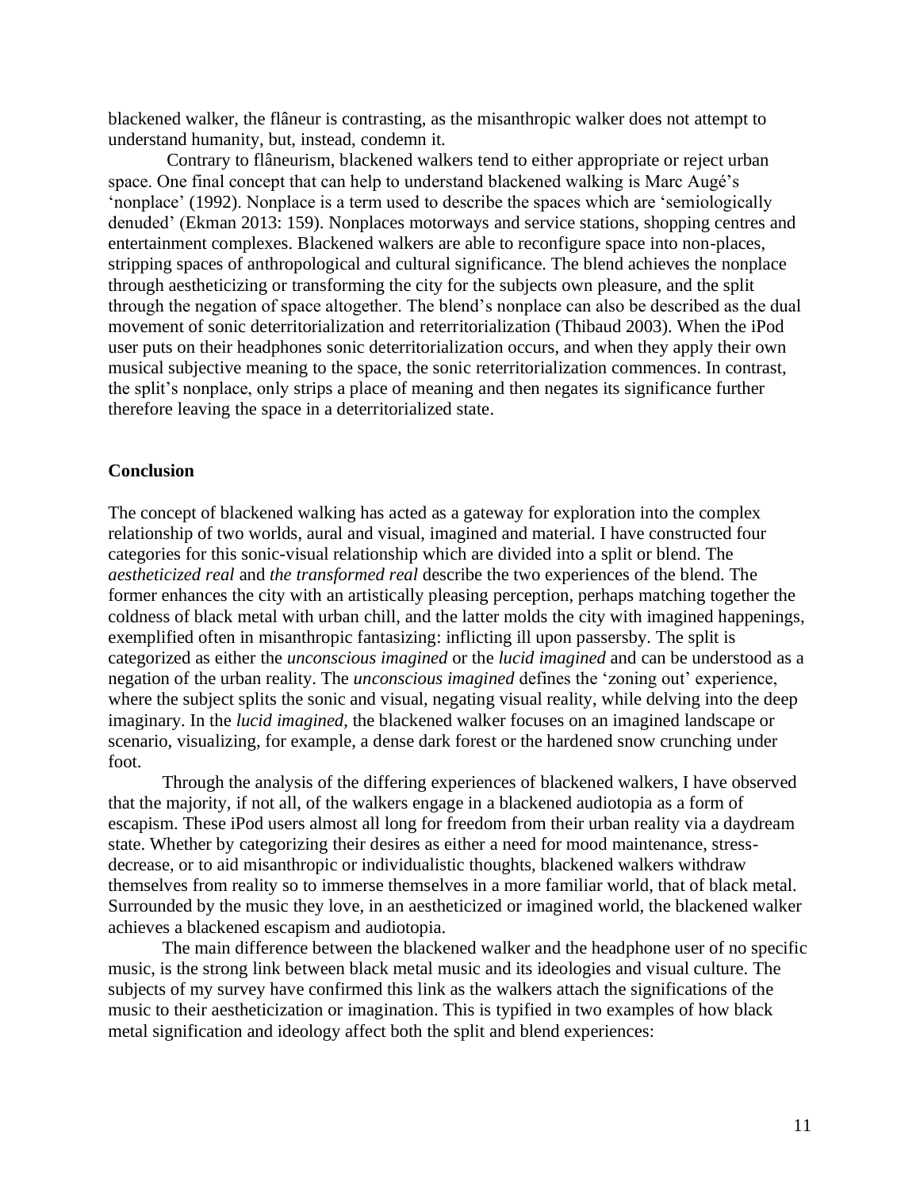blackened walker, the flâneur is contrasting, as the misanthropic walker does not attempt to understand humanity, but, instead, condemn it.

Contrary to flâneurism, blackened walkers tend to either appropriate or reject urban space. One final concept that can help to understand blackened walking is Marc Augé's 'nonplace' (1992). Nonplace is a term used to describe the spaces which are 'semiologically denuded' (Ekman 2013: 159). Nonplaces motorways and service stations, shopping centres and entertainment complexes. Blackened walkers are able to reconfigure space into non-places, stripping spaces of anthropological and cultural significance. The blend achieves the nonplace through aestheticizing or transforming the city for the subjects own pleasure, and the split through the negation of space altogether. The blend's nonplace can also be described as the dual movement of sonic deterritorialization and reterritorialization (Thibaud 2003). When the iPod user puts on their headphones sonic deterritorialization occurs, and when they apply their own musical subjective meaning to the space, the sonic reterritorialization commences. In contrast, the split's nonplace, only strips a place of meaning and then negates its significance further therefore leaving the space in a deterritorialized state.

## Conclusion

The concept of blackened walking has acted as a gateway for exploration into the complex relationship of two worlds, aural and visual, imagined and material. I have constructed four categories for this sonic-visual relationship which are divided into a split or blend. The *aestheticized real* and *the transformed real* describe the two experiences of the blend. The former enhances the city with an artistically pleasing perception, perhaps matching together the coldness of black metal with urban chill, and the latter molds the city with imagined happenings, exemplified often in misanthropic fantasizing: inflicting ill upon passersby. The split is categorized as either the *unconscious imagined* or the *lucid imagined* and can be understood as a negation of the urban reality. The *unconscious imagined* defines the 'zoning out' experience, where the subject splits the sonic and visual, negating visual reality, while delving into the deep imaginary. In the *lucid imagined*, the blackened walker focuses on an imagined landscape or scenario, visualizing, for example, a dense dark forest or the hardened snow crunching under foot.

Through the analysis of the differing experiences of blackened walkers, I have observed that the majority, if not all, of the walkers engage in a blackened audiotopia as a form of escapism. These iPod users almost all long for freedom from their urban reality via a daydream state. Whether by categorizing their desires as either a need for mood maintenance, stress-decrease, or to aid misanthropic or individualistic thoughts, blackened walkers withdraw themselves from reality so to immerse themselves in a more familiar world, that of black metal. Surrounded by the music they love, in an aestheticized or imagined world, the blackened walker achieves a blackened escapism and audiotopia.

The main difference between the blackened walker and the headphone user of no specific music, is the strong link between black metal music and its ideologies and visual culture. The subjects of my survey have confirmed this link as the walkers attach the significations of the music to their aestheticization or imagination. This is typified in two examples of how black metal signification and ideology affect both the split and blend experiences: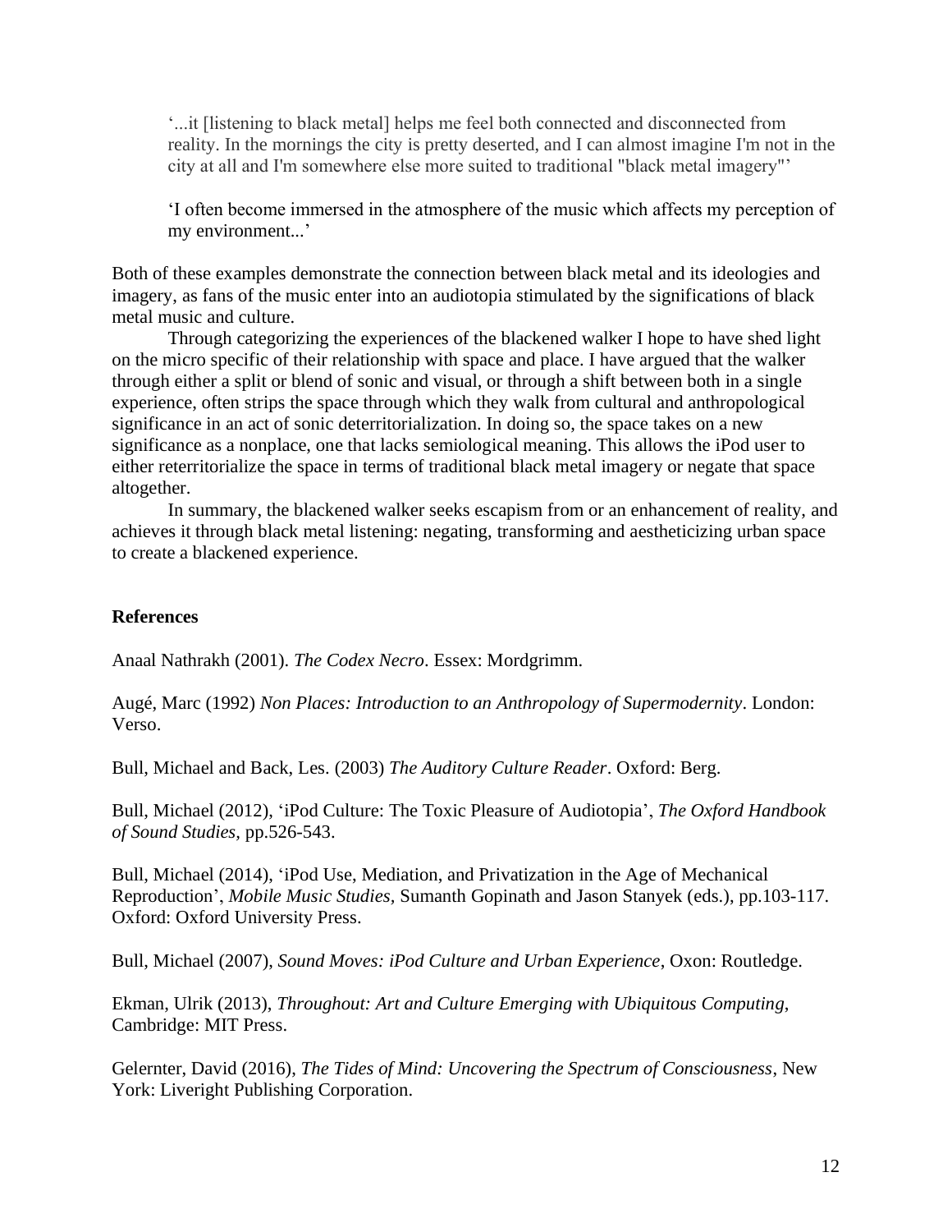> '...it [listening to black metal] helps me feel both connected and disconnected from reality. In the mornings the city is pretty deserted, and I can almost imagine I'm not in the city at all and I'm somewhere else more suited to traditional "black metal imagery"'

> 'I often become immersed in the atmosphere of the music which affects my perception of my environment...'

Both of these examples demonstrate the connection between black metal and its ideologies and imagery, as fans of the music enter into an audiotopia stimulated by the significations of black metal music and culture.

Through categorizing the experiences of the blackened walker I hope to have shed light on the micro specific of their relationship with space and place. I have argued that the walker through either a split or blend of sonic and visual, or through a shift between both in a single experience, often strips the space through which they walk from cultural and anthropological significance in an act of sonic deterritorialization. In doing so, the space takes on a new significance as a nonplace, one that lacks semiological meaning. This allows the iPod user to either reterritorialize the space in terms of traditional black metal imagery or negate that space altogether.

In summary, the blackened walker seeks escapism from or an enhancement of reality, and achieves it through black metal listening: negating, transforming and aestheticizing urban space to create a blackened experience.

**References**

Anaal Nathrakh (2001). *The Codex Necro*. Essex: Mordgrimm.

Augé, Marc (1992) *Non Places: Introduction to an Anthropology of Supermodernity*. London: Verso.

Bull, Michael and Back, Les. (2003) *The Auditory Culture Reader*. Oxford: Berg.

Bull, Michael (2012), 'iPod Culture: The Toxic Pleasure of Audiotopia', *The Oxford Handbook of Sound Studies*, pp.526-543.

Bull, Michael (2014), 'iPod Use, Mediation, and Privatization in the Age of Mechanical Reproduction', *Mobile Music Studies,* Sumanth Gopinath and Jason Stanyek (eds.), pp.103-117. Oxford: Oxford University Press.

Bull, Michael (2007), *Sound Moves: iPod Culture and Urban Experience*, Oxon: Routledge.

Ekman, Ulrik (2013), *Throughout: Art and Culture Emerging with Ubiquitous Computing*, Cambridge: MIT Press.

Gelernter, David (2016), *The Tides of Mind: Uncovering the Spectrum of Consciousness*, New York: Liveright Publishing Corporation.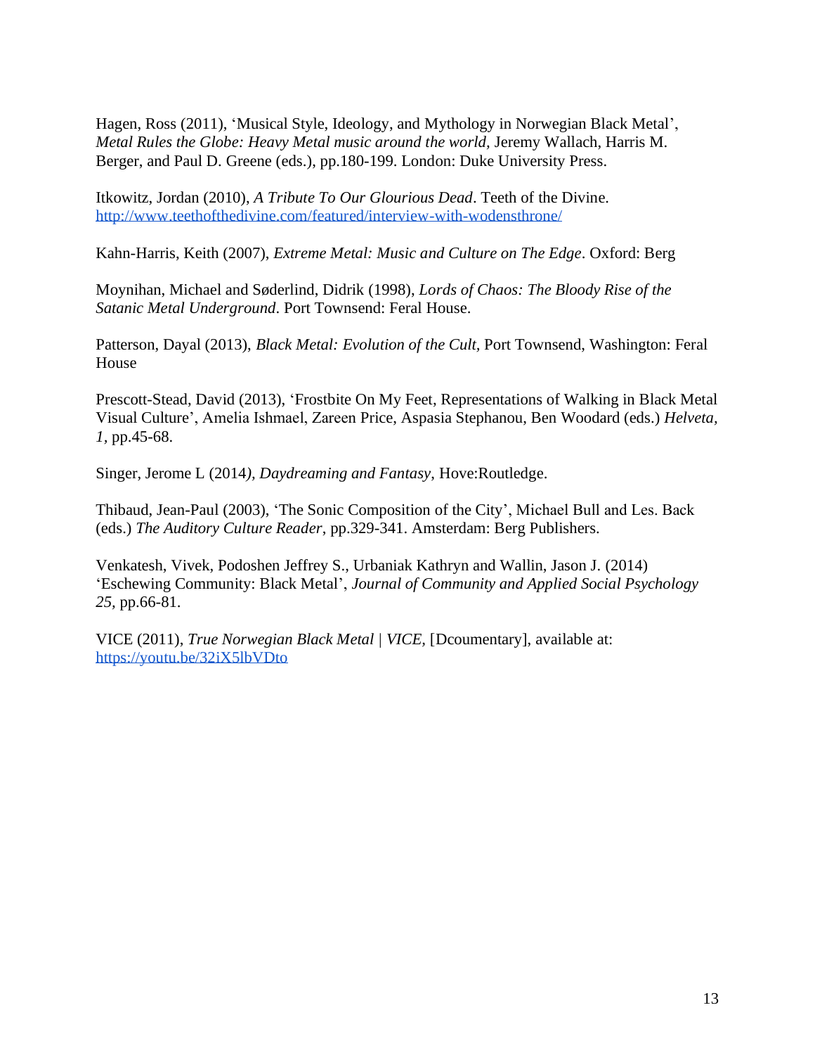Hagen, Ross (2011), 'Musical Style, Ideology, and Mythology in Norwegian Black Metal', *Metal Rules the Globe: Heavy Metal music around the world,* Jeremy Wallach, Harris M. Berger, and Paul D. Greene (eds.), pp.180-199. London: Duke University Press.

Itkowitz, Jordan (2010), *A Tribute To Our Glourious Dead*. Teeth of the Divine. http://www.teethofthedivine.com/featured/interview-with-wodensthrone/

Kahn-Harris, Keith (2007), *Extreme Metal: Music and Culture on The Edge*. Oxford: Berg

Moynihan, Michael and Søderlind, Didrik (1998), *Lords of Chaos: The Bloody Rise of the Satanic Metal Underground*. Port Townsend: Feral House.

Patterson, Dayal (2013), *Black Metal: Evolution of the Cult*, Port Townsend, Washington: Feral House

Prescott-Stead, David (2013), 'Frostbite On My Feet, Representations of Walking in Black Metal Visual Culture', Amelia Ishmael, Zareen Price, Aspasia Stephanou, Ben Woodard (eds.) *Helveta, 1,* pp.45-68.

Singer, Jerome L (2014*), Daydreaming and Fantasy*, Hove:Routledge.

Thibaud, Jean-Paul (2003), 'The Sonic Composition of the City', Michael Bull and Les. Back (eds.) *The Auditory Culture Reader*, pp.329-341. Amsterdam: Berg Publishers.

Venkatesh, Vivek, Podoshen Jeffrey S., Urbaniak Kathryn and Wallin, Jason J. (2014) 'Eschewing Community: Black Metal', *Journal of Community and Applied Social Psychology 25,* pp.66-81.

VICE (2011), *True Norwegian Black Metal | VICE,* [Dcoumentary], available at: https://youtu.be/32iX5lbVDto